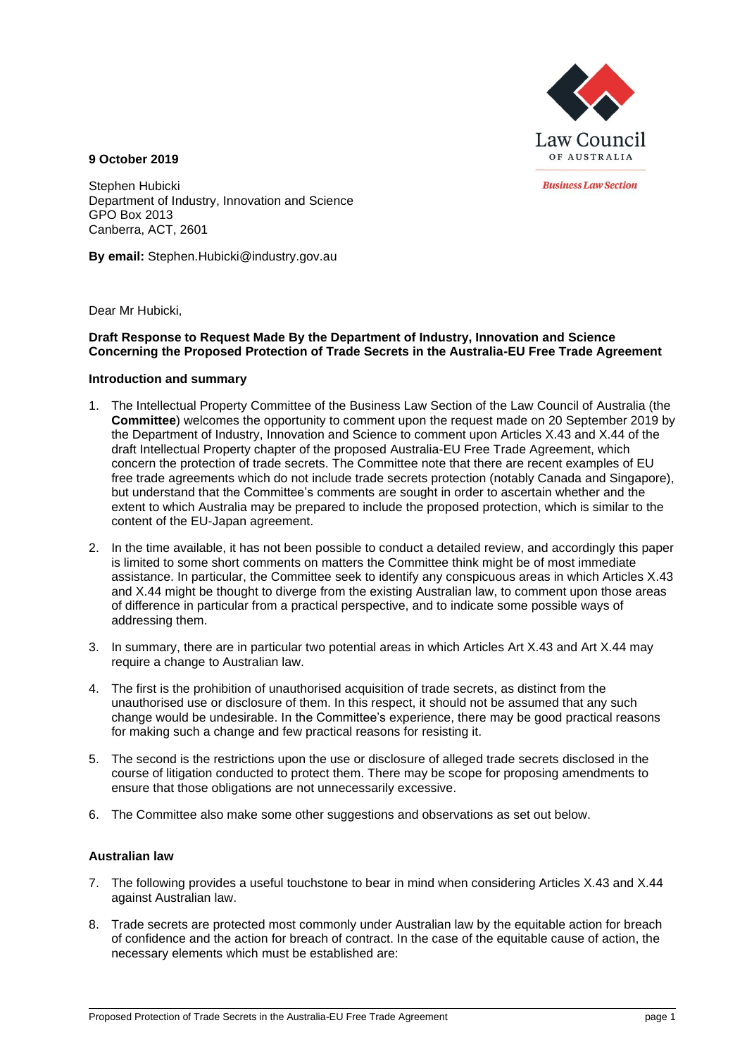Law Council OF AUSTRALIA

*Business Law Section*

**9 October 2019**

Stephen Hubicki
Department of Industry, Innovation and Science
GPO Box 2013
Canberra, ACT, 2601

**By email:** Stephen.Hubicki@industry.gov.au

Dear Mr Hubicki,

**Draft Response to Request Made By the Department of Industry, Innovation and Science Concerning the Proposed Protection of Trade Secrets in the Australia-EU Free Trade Agreement**

**Introduction and summary**

1. The Intellectual Property Committee of the Business Law Section of the Law Council of Australia (the **Committee**) welcomes the opportunity to comment upon the request made on 20 September 2019 by the Department of Industry, Innovation and Science to comment upon Articles X.43 and X.44 of the draft Intellectual Property chapter of the proposed Australia-EU Free Trade Agreement, which concern the protection of trade secrets. The Committee note that there are recent examples of EU free trade agreements which do not include trade secrets protection (notably Canada and Singapore), but understand that the Committee's comments are sought in order to ascertain whether and the extent to which Australia may be prepared to include the proposed protection, which is similar to the content of the EU-Japan agreement.

2. In the time available, it has not been possible to conduct a detailed review, and accordingly this paper is limited to some short comments on matters the Committee think might be of most immediate assistance. In particular, the Committee seek to identify any conspicuous areas in which Articles X.43 and X.44 might be thought to diverge from the existing Australian law, to comment upon those areas of difference in particular from a practical perspective, and to indicate some possible ways of addressing them.

3. In summary, there are in particular two potential areas in which Articles Art X.43 and Art X.44 may require a change to Australian law.

4. The first is the prohibition of unauthorised acquisition of trade secrets, as distinct from the unauthorised use or disclosure of them. In this respect, it should not be assumed that any such change would be undesirable. In the Committee's experience, there may be good practical reasons for making such a change and few practical reasons for resisting it.

5. The second is the restrictions upon the use or disclosure of alleged trade secrets disclosed in the course of litigation conducted to protect them. There may be scope for proposing amendments to ensure that those obligations are not unnecessarily excessive.

6. The Committee also make some other suggestions and observations as set out below.

**Australian law**

7. The following provides a useful touchstone to bear in mind when considering Articles X.43 and X.44 against Australian law.

8. Trade secrets are protected most commonly under Australian law by the equitable action for breach of confidence and the action for breach of contract. In the case of the equitable cause of action, the necessary elements which must be established are: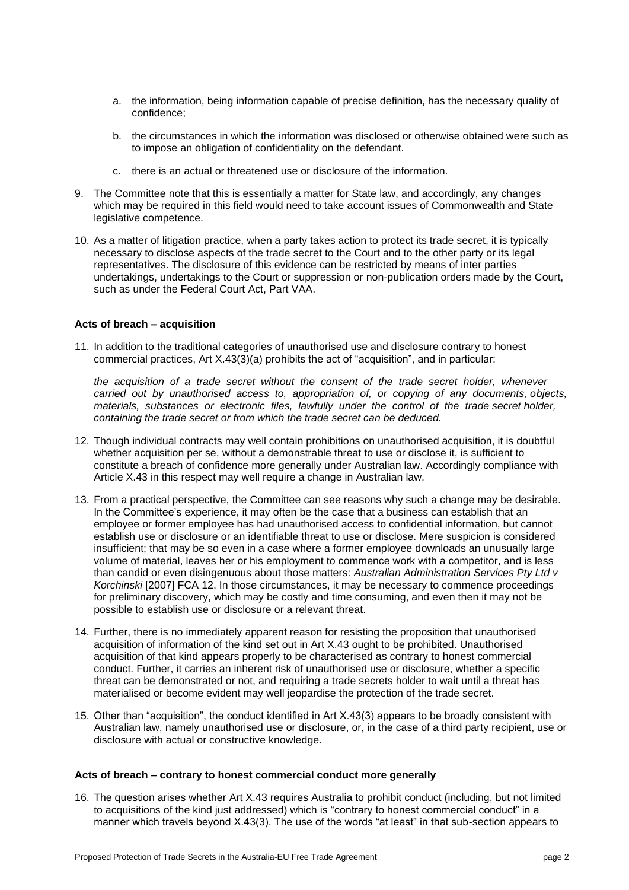a. the information, being information capable of precise definition, has the necessary quality of confidence;

b. the circumstances in which the information was disclosed or otherwise obtained were such as to impose an obligation of confidentiality on the defendant.

c. there is an actual or threatened use or disclosure of the information.

9. The Committee note that this is essentially a matter for State law, and accordingly, any changes which may be required in this field would need to take account issues of Commonwealth and State legislative competence.

10. As a matter of litigation practice, when a party takes action to protect its trade secret, it is typically necessary to disclose aspects of the trade secret to the Court and to the other party or its legal representatives. The disclosure of this evidence can be restricted by means of inter parties undertakings, undertakings to the Court or suppression or non-publication orders made by the Court, such as under the Federal Court Act, Part VAA.

**Acts of breach – acquisition**

11. In addition to the traditional categories of unauthorised use and disclosure contrary to honest commercial practices, Art X.43(3)(a) prohibits the act of "acquisition", and in particular:

    *the acquisition of a trade secret without the consent of the trade secret holder, whenever carried out by unauthorised access to, appropriation of, or copying of any documents, objects, materials, substances or electronic files, lawfully under the control of the trade secret holder, containing the trade secret or from which the trade secret can be deduced.*

12. Though individual contracts may well contain prohibitions on unauthorised acquisition, it is doubtful whether acquisition per se, without a demonstrable threat to use or disclose it, is sufficient to constitute a breach of confidence more generally under Australian law. Accordingly compliance with Article X.43 in this respect may well require a change in Australian law.

13. From a practical perspective, the Committee can see reasons why such a change may be desirable. In the Committee's experience, it may often be the case that a business can establish that an employee or former employee has had unauthorised access to confidential information, but cannot establish use or disclosure or an identifiable threat to use or disclose. Mere suspicion is considered insufficient; that may be so even in a case where a former employee downloads an unusually large volume of material, leaves her or his employment to commence work with a competitor, and is less than candid or even disingenuous about those matters: *Australian Administration Services Pty Ltd v Korchinski* [2007] FCA 12. In those circumstances, it may be necessary to commence proceedings for preliminary discovery, which may be costly and time consuming, and even then it may not be possible to establish use or disclosure or a relevant threat.

14. Further, there is no immediately apparent reason for resisting the proposition that unauthorised acquisition of information of the kind set out in Art X.43 ought to be prohibited. Unauthorised acquisition of that kind appears properly to be characterised as contrary to honest commercial conduct. Further, it carries an inherent risk of unauthorised use or disclosure, whether a specific threat can be demonstrated or not, and requiring a trade secrets holder to wait until a threat has materialised or become evident may well jeopardise the protection of the trade secret.

15. Other than "acquisition", the conduct identified in Art X.43(3) appears to be broadly consistent with Australian law, namely unauthorised use or disclosure, or, in the case of a third party recipient, use or disclosure with actual or constructive knowledge.

**Acts of breach – contrary to honest commercial conduct more generally**

16. The question arises whether Art X.43 requires Australia to prohibit conduct (including, but not limited to acquisitions of the kind just addressed) which is "contrary to honest commercial conduct" in a manner which travels beyond X.43(3). The use of the words "at least" in that sub-section appears to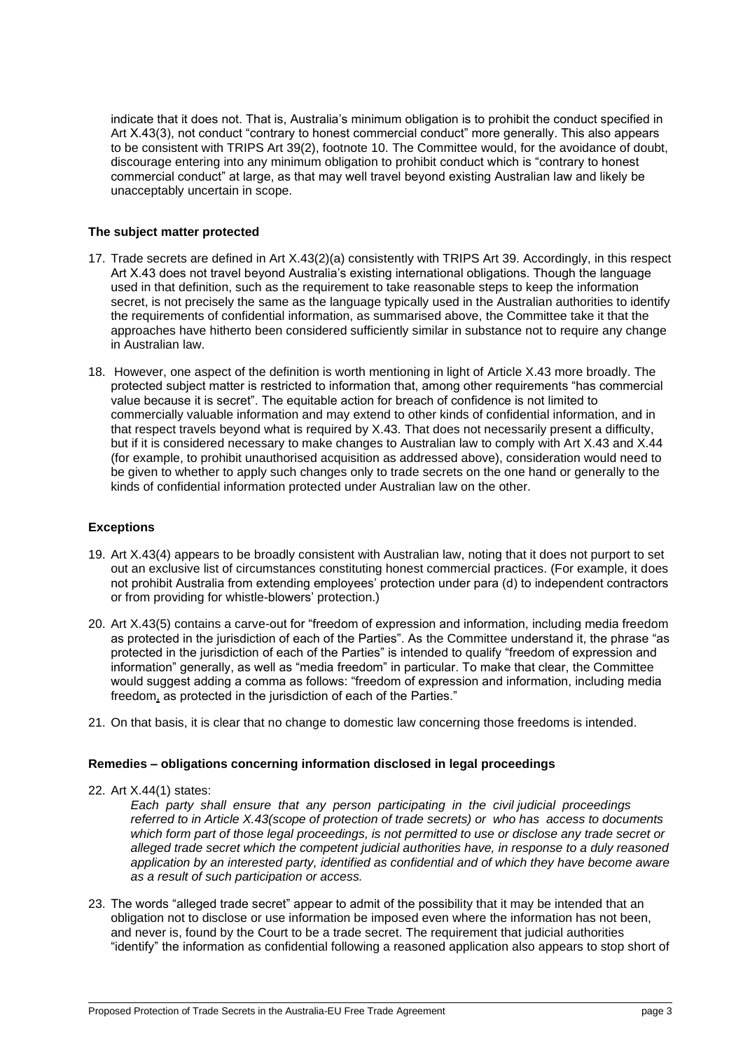indicate that it does not. That is, Australia's minimum obligation is to prohibit the conduct specified in Art X.43(3), not conduct "contrary to honest commercial conduct" more generally. This also appears to be consistent with TRIPS Art 39(2), footnote 10. The Committee would, for the avoidance of doubt, discourage entering into any minimum obligation to prohibit conduct which is "contrary to honest commercial conduct" at large, as that may well travel beyond existing Australian law and likely be unacceptably uncertain in scope.

**The subject matter protected**

17. Trade secrets are defined in Art X.43(2)(a) consistently with TRIPS Art 39. Accordingly, in this respect Art X.43 does not travel beyond Australia's existing international obligations. Though the language used in that definition, such as the requirement to take reasonable steps to keep the information secret, is not precisely the same as the language typically used in the Australian authorities to identify the requirements of confidential information, as summarised above, the Committee take it that the approaches have hitherto been considered sufficiently similar in substance not to require any change in Australian law.

18. However, one aspect of the definition is worth mentioning in light of Article X.43 more broadly. The protected subject matter is restricted to information that, among other requirements "has commercial value because it is secret". The equitable action for breach of confidence is not limited to commercially valuable information and may extend to other kinds of confidential information, and in that respect travels beyond what is required by X.43. That does not necessarily present a difficulty, but if it is considered necessary to make changes to Australian law to comply with Art X.43 and X.44 (for example, to prohibit unauthorised acquisition as addressed above), consideration would need to be given to whether to apply such changes only to trade secrets on the one hand or generally to the kinds of confidential information protected under Australian law on the other.

**Exceptions**

19. Art X.43(4) appears to be broadly consistent with Australian law, noting that it does not purport to set out an exclusive list of circumstances constituting honest commercial practices. (For example, it does not prohibit Australia from extending employees' protection under para (d) to independent contractors or from providing for whistle-blowers' protection.)

20. Art X.43(5) contains a carve-out for "freedom of expression and information, including media freedom as protected in the jurisdiction of each of the Parties". As the Committee understand it, the phrase "as protected in the jurisdiction of each of the Parties" is intended to qualify "freedom of expression and information" generally, as well as "media freedom" in particular. To make that clear, the Committee would suggest adding a comma as follows: "freedom of expression and information, including media freedom**,** as protected in the jurisdiction of each of the Parties."

21. On that basis, it is clear that no change to domestic law concerning those freedoms is intended.

**Remedies – obligations concerning information disclosed in legal proceedings**

22. Art X.44(1) states:

    *Each party shall ensure that any person participating in the civil judicial proceedings referred to in Article X.43(scope of protection of trade secrets) or who has access to documents which form part of those legal proceedings, is not permitted to use or disclose any trade secret or alleged trade secret which the competent judicial authorities have, in response to a duly reasoned application by an interested party, identified as confidential and of which they have become aware as a result of such participation or access.*

23. The words "alleged trade secret" appear to admit of the possibility that it may be intended that an obligation not to disclose or use information be imposed even where the information has not been, and never is, found by the Court to be a trade secret. The requirement that judicial authorities "identify" the information as confidential following a reasoned application also appears to stop short of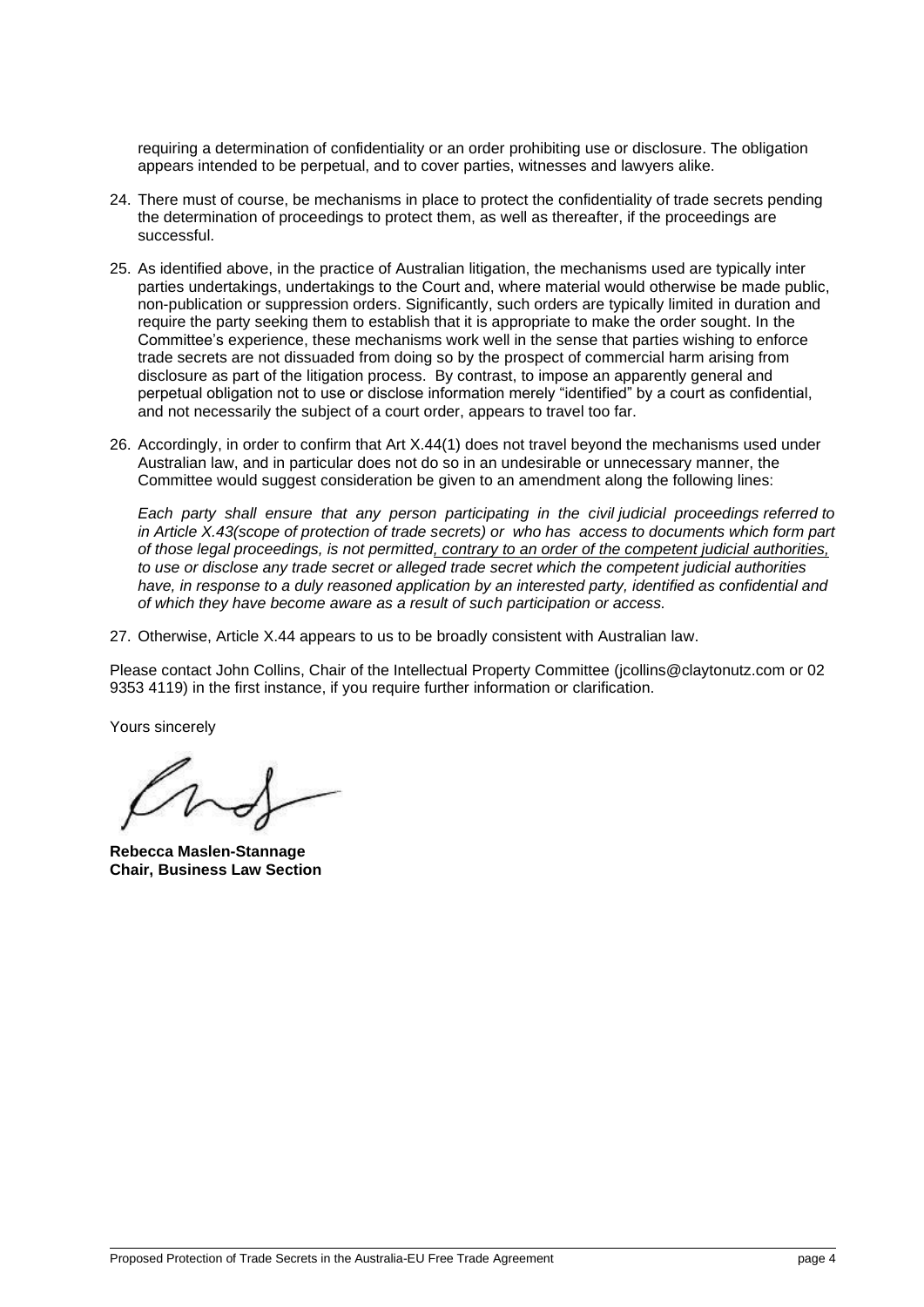requiring a determination of confidentiality or an order prohibiting use or disclosure. The obligation appears intended to be perpetual, and to cover parties, witnesses and lawyers alike.

24. There must of course, be mechanisms in place to protect the confidentiality of trade secrets pending the determination of proceedings to protect them, as well as thereafter, if the proceedings are successful.

25. As identified above, in the practice of Australian litigation, the mechanisms used are typically inter parties undertakings, undertakings to the Court and, where material would otherwise be made public, non-publication or suppression orders. Significantly, such orders are typically limited in duration and require the party seeking them to establish that it is appropriate to make the order sought. In the Committee's experience, these mechanisms work well in the sense that parties wishing to enforce trade secrets are not dissuaded from doing so by the prospect of commercial harm arising from disclosure as part of the litigation process. By contrast, to impose an apparently general and perpetual obligation not to use or disclose information merely "identified" by a court as confidential, and not necessarily the subject of a court order, appears to travel too far.

26. Accordingly, in order to confirm that Art X.44(1) does not travel beyond the mechanisms used under Australian law, and in particular does not do so in an undesirable or unnecessary manner, the Committee would suggest consideration be given to an amendment along the following lines:

    *Each party shall ensure that any person participating in the civil judicial proceedings referred to in Article X.43(scope of protection of trade secrets) or who has access to documents which form part of those legal proceedings, is not permitted<u>, contrary to an order of the competent judicial authorities,</u> to use or disclose any trade secret or alleged trade secret which the competent judicial authorities have, in response to a duly reasoned application by an interested party, identified as confidential and of which they have become aware as a result of such participation or access.*

27. Otherwise, Article X.44 appears to us to be broadly consistent with Australian law.

Please contact John Collins, Chair of the Intellectual Property Committee (jcollins@claytonutz.com or 02 9353 4119) in the first instance, if you require further information or clarification.

Yours sincerely

**Rebecca Maslen-Stannage**
**Chair, Business Law Section**